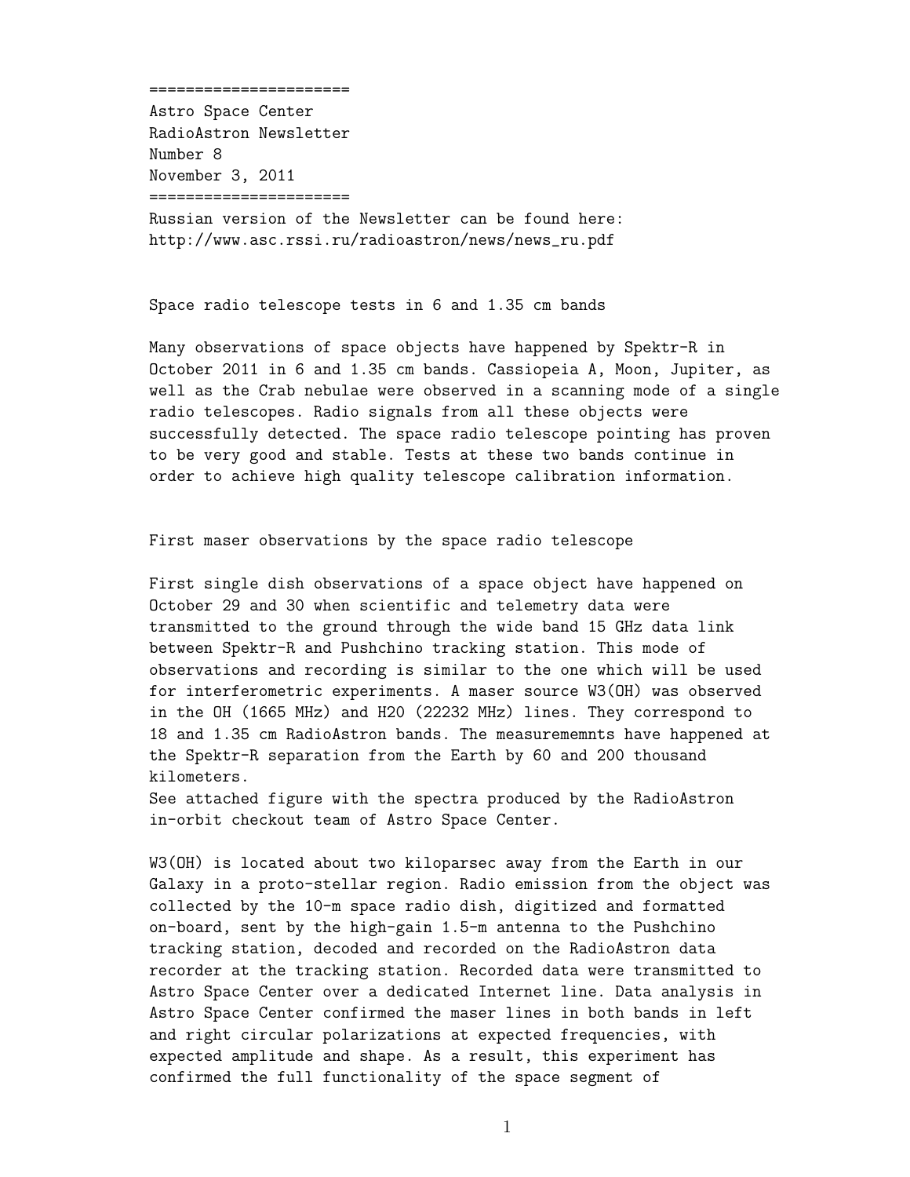======================
Astro Space Center
RadioAstron Newsletter
Number 8
November 3, 2011
======================

Russian version of the Newsletter can be found here:
http://www.asc.rssi.ru/radioastron/news/news_ru.pdf

## Space radio telescope tests in 6 and 1.35 cm bands

Many observations of space objects have happened by Spektr-R in October 2011 in 6 and 1.35 cm bands. Cassiopeia A, Moon, Jupiter, as well as the Crab nebulae were observed in a scanning mode of a single radio telescopes. Radio signals from all these objects were successfully detected. The space radio telescope pointing has proven to be very good and stable. Tests at these two bands continue in order to achieve high quality telescope calibration information.

## First maser observations by the space radio telescope

First single dish observations of a space object have happened on October 29 and 30 when scientific and telemetry data were transmitted to the ground through the wide band 15 GHz data link between Spektr-R and Pushchino tracking station. This mode of observations and recording is similar to the one which will be used for interferometric experiments. A maser source W3(OH) was observed in the OH (1665 MHz) and H20 (22232 MHz) lines. They correspond to 18 and 1.35 cm RadioAstron bands. The measurememnts have happened at the Spektr-R separation from the Earth by 60 and 200 thousand kilometers.
See attached figure with the spectra produced by the RadioAstron in-orbit checkout team of Astro Space Center.

W3(OH) is located about two kiloparsec away from the Earth in our Galaxy in a proto-stellar region. Radio emission from the object was collected by the 10-m space radio dish, digitized and formatted on-board, sent by the high-gain 1.5-m antenna to the Pushchino tracking station, decoded and recorded on the RadioAstron data recorder at the tracking station. Recorded data were transmitted to Astro Space Center over a dedicated Internet line. Data analysis in Astro Space Center confirmed the maser lines in both bands in left and right circular polarizations at expected frequencies, with expected amplitude and shape. As a result, this experiment has confirmed the full functionality of the space segment of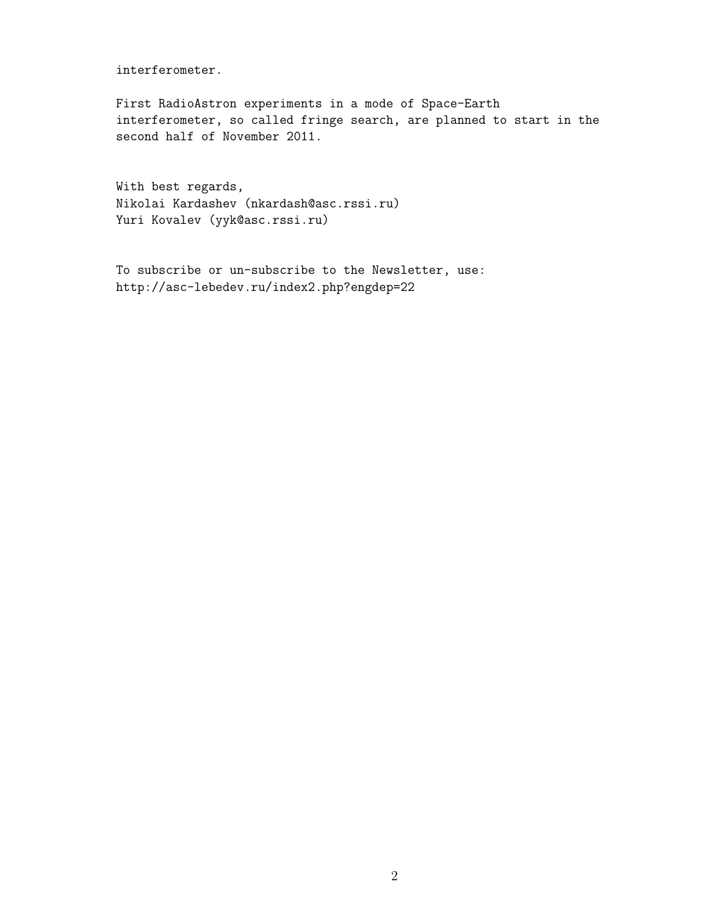interferometer.

First RadioAstron experiments in a mode of Space-Earth interferometer, so called fringe search, are planned to start in the second half of November 2011.

With best regards,
Nikolai Kardashev (nkardash@asc.rssi.ru)
Yuri Kovalev (yyk@asc.rssi.ru)

To subscribe or un-subscribe to the Newsletter, use:
http://asc-lebedev.ru/index2.php?engdep=22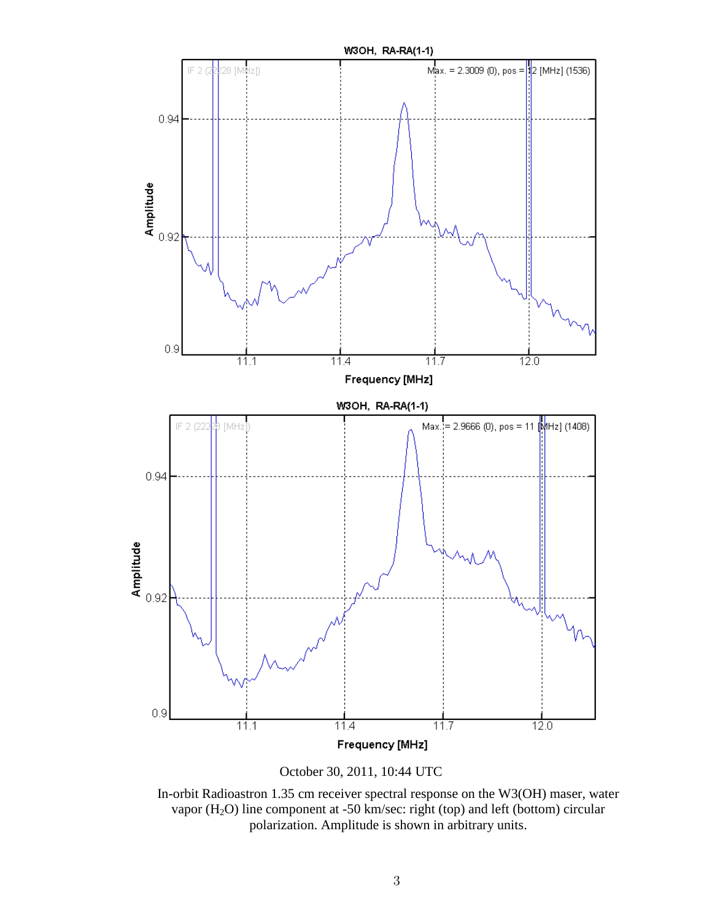October 30, 2011, 10:44 UTC

In-orbit Radioastron 1.35 cm receiver spectral response on the W3(OH) maser, water vapor ($H_2O$) line component at -50 km/sec: right (top) and left (bottom) circular polarization. Amplitude is shown in arbitrary units.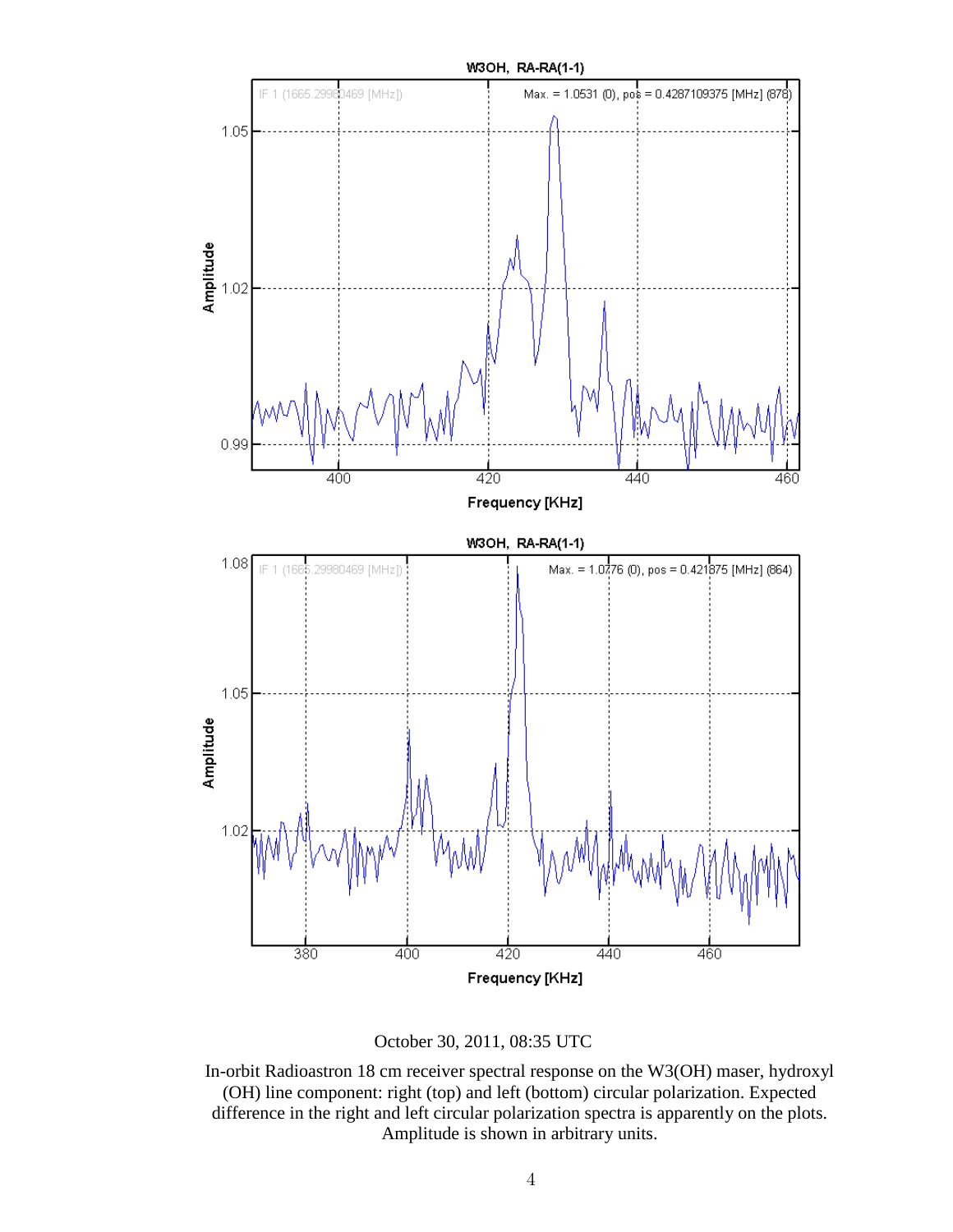W3OH, RA-RA(1-1)

IF 1 (1665.29980469 [MHz])

Max. = 1.0531 (0), pos = 0.4287109375 [MHz] (878)

Amplitude

1.05

1.02

0.99

400

420

440

460

Frequency [KHz]

W3OH, RA-RA(1-1)

IF 1 (1665.29980469 [MHz])

Max. = 1.0776 (0), pos = 0.421875 [MHz] (864)

Amplitude

1.08

1.05

1.02

380

400

420

440

460

Frequency [KHz]

October 30, 2011, 08:35 UTC

In-orbit Radioastron 18 cm receiver spectral response on the W3(OH) maser, hydroxyl (OH) line component: right (top) and left (bottom) circular polarization. Expected difference in the right and left circular polarization spectra is apparently on the plots. Amplitude is shown in arbitrary units.